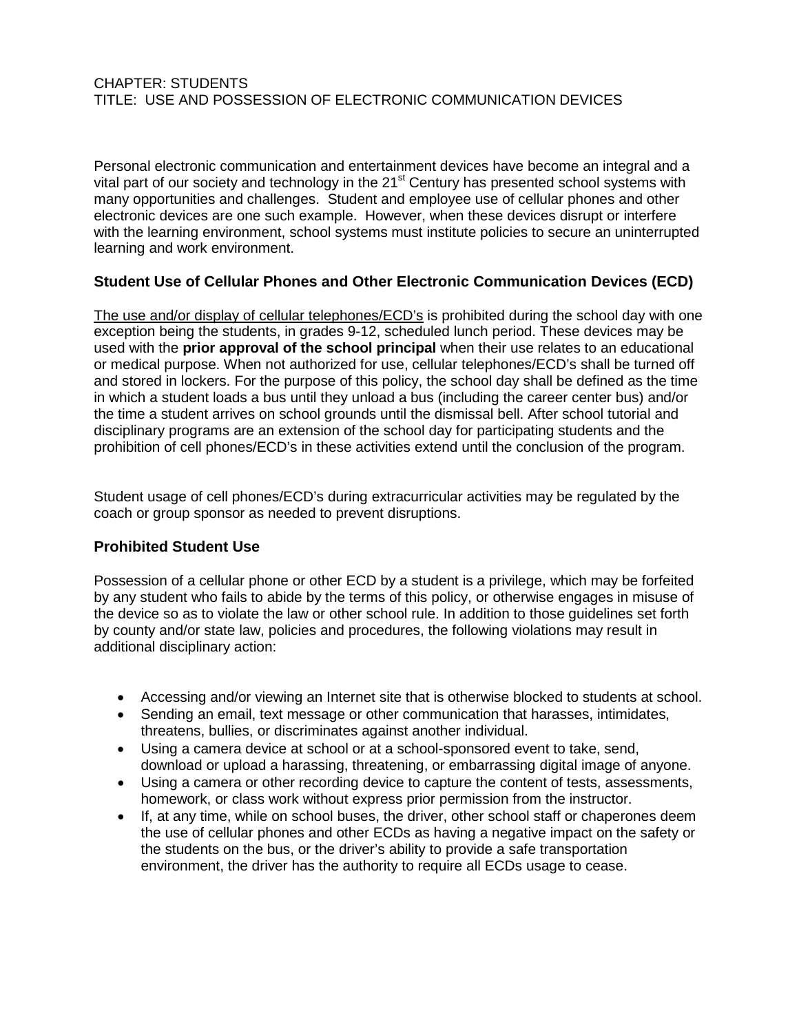CHAPTER: STUDENTS
TITLE: USE AND POSSESSION OF ELECTRONIC COMMUNICATION DEVICES

Personal electronic communication and entertainment devices have become an integral and a vital part of our society and technology in the 21st Century has presented school systems with many opportunities and challenges. Student and employee use of cellular phones and other electronic devices are one such example. However, when these devices disrupt or interfere with the learning environment, school systems must institute policies to secure an uninterrupted learning and work environment.

### Student Use of Cellular Phones and Other Electronic Communication Devices (ECD)

<u>The use and/or display of cellular telephones/ECD's</u> is prohibited during the school day with one exception being the students, in grades 9-12, scheduled lunch period. These devices may be used with the **prior approval of the school principal** when their use relates to an educational or medical purpose. When not authorized for use, cellular telephones/ECD's shall be turned off and stored in lockers. For the purpose of this policy, the school day shall be defined as the time in which a student loads a bus until they unload a bus (including the career center bus) and/or the time a student arrives on school grounds until the dismissal bell. After school tutorial and disciplinary programs are an extension of the school day for participating students and the prohibition of cell phones/ECD's in these activities extend until the conclusion of the program.

Student usage of cell phones/ECD's during extracurricular activities may be regulated by the coach or group sponsor as needed to prevent disruptions.

### Prohibited Student Use

Possession of a cellular phone or other ECD by a student is a privilege, which may be forfeited by any student who fails to abide by the terms of this policy, or otherwise engages in misuse of the device so as to violate the law or other school rule. In addition to those guidelines set forth by county and/or state law, policies and procedures, the following violations may result in additional disciplinary action:

- Accessing and/or viewing an Internet site that is otherwise blocked to students at school.
- Sending an email, text message or other communication that harasses, intimidates, threatens, bullies, or discriminates against another individual.
- Using a camera device at school or at a school-sponsored event to take, send, download or upload a harassing, threatening, or embarrassing digital image of anyone.
- Using a camera or other recording device to capture the content of tests, assessments, homework, or class work without express prior permission from the instructor.
- If, at any time, while on school buses, the driver, other school staff or chaperones deem the use of cellular phones and other ECDs as having a negative impact on the safety or the students on the bus, or the driver's ability to provide a safe transportation environment, the driver has the authority to require all ECDs usage to cease.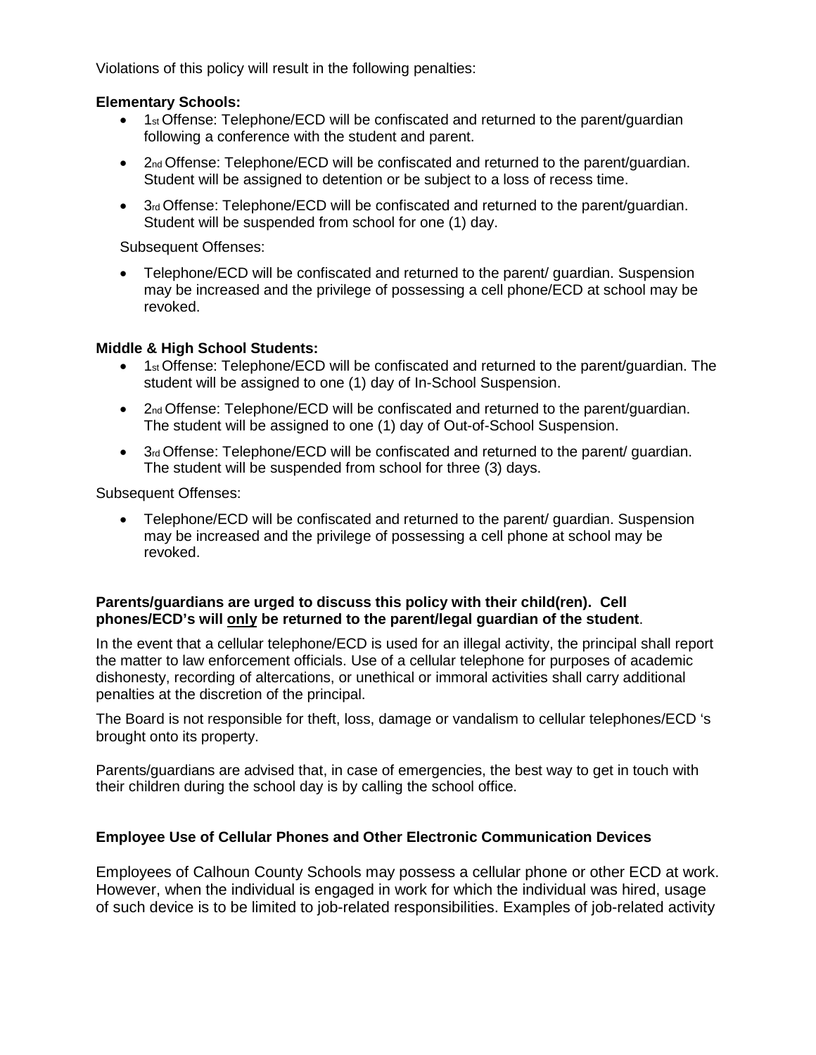Violations of this policy will result in the following penalties:

**Elementary Schools:**

- 1st Offense: Telephone/ECD will be confiscated and returned to the parent/guardian following a conference with the student and parent.
- 2nd Offense: Telephone/ECD will be confiscated and returned to the parent/guardian. Student will be assigned to detention or be subject to a loss of recess time.
- 3rd Offense: Telephone/ECD will be confiscated and returned to the parent/guardian. Student will be suspended from school for one (1) day.

Subsequent Offenses:

- Telephone/ECD will be confiscated and returned to the parent/ guardian. Suspension may be increased and the privilege of possessing a cell phone/ECD at school may be revoked.

**Middle & High School Students:**

- 1st Offense: Telephone/ECD will be confiscated and returned to the parent/guardian. The student will be assigned to one (1) day of In-School Suspension.
- 2nd Offense: Telephone/ECD will be confiscated and returned to the parent/guardian. The student will be assigned to one (1) day of Out-of-School Suspension.
- 3rd Offense: Telephone/ECD will be confiscated and returned to the parent/ guardian. The student will be suspended from school for three (3) days.

Subsequent Offenses:

- Telephone/ECD will be confiscated and returned to the parent/ guardian. Suspension may be increased and the privilege of possessing a cell phone at school may be revoked.

**Parents/guardians are urged to discuss this policy with their child(ren). Cell phones/ECD's will only be returned to the parent/legal guardian of the student**.

In the event that a cellular telephone/ECD is used for an illegal activity, the principal shall report the matter to law enforcement officials. Use of a cellular telephone for purposes of academic dishonesty, recording of altercations, or unethical or immoral activities shall carry additional penalties at the discretion of the principal.

The Board is not responsible for theft, loss, damage or vandalism to cellular telephones/ECD 's brought onto its property.

Parents/guardians are advised that, in case of emergencies, the best way to get in touch with their children during the school day is by calling the school office.

**Employee Use of Cellular Phones and Other Electronic Communication Devices**

Employees of Calhoun County Schools may possess a cellular phone or other ECD at work. However, when the individual is engaged in work for which the individual was hired, usage of such device is to be limited to job-related responsibilities. Examples of job-related activity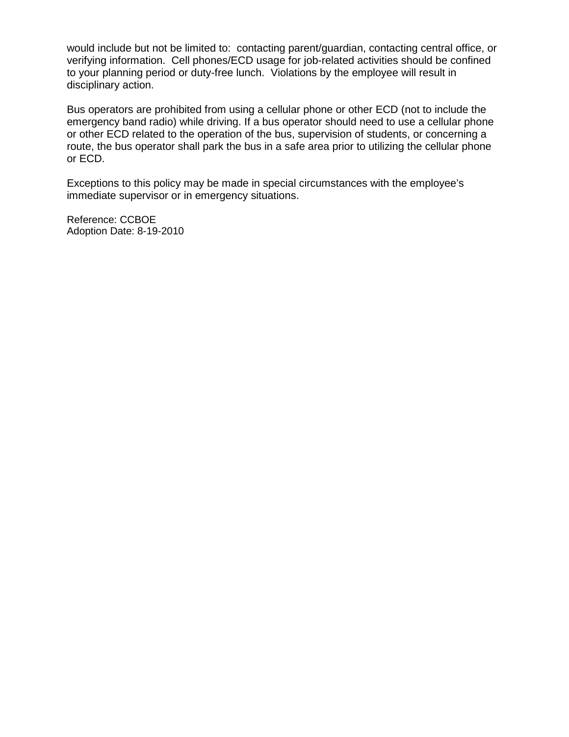would include but not be limited to: contacting parent/guardian, contacting central office, or verifying information. Cell phones/ECD usage for job-related activities should be confined to your planning period or duty-free lunch. Violations by the employee will result in disciplinary action.

Bus operators are prohibited from using a cellular phone or other ECD (not to include the emergency band radio) while driving. If a bus operator should need to use a cellular phone or other ECD related to the operation of the bus, supervision of students, or concerning a route, the bus operator shall park the bus in a safe area prior to utilizing the cellular phone or ECD.

Exceptions to this policy may be made in special circumstances with the employee's immediate supervisor or in emergency situations.

Reference: CCBOE
Adoption Date: 8-19-2010